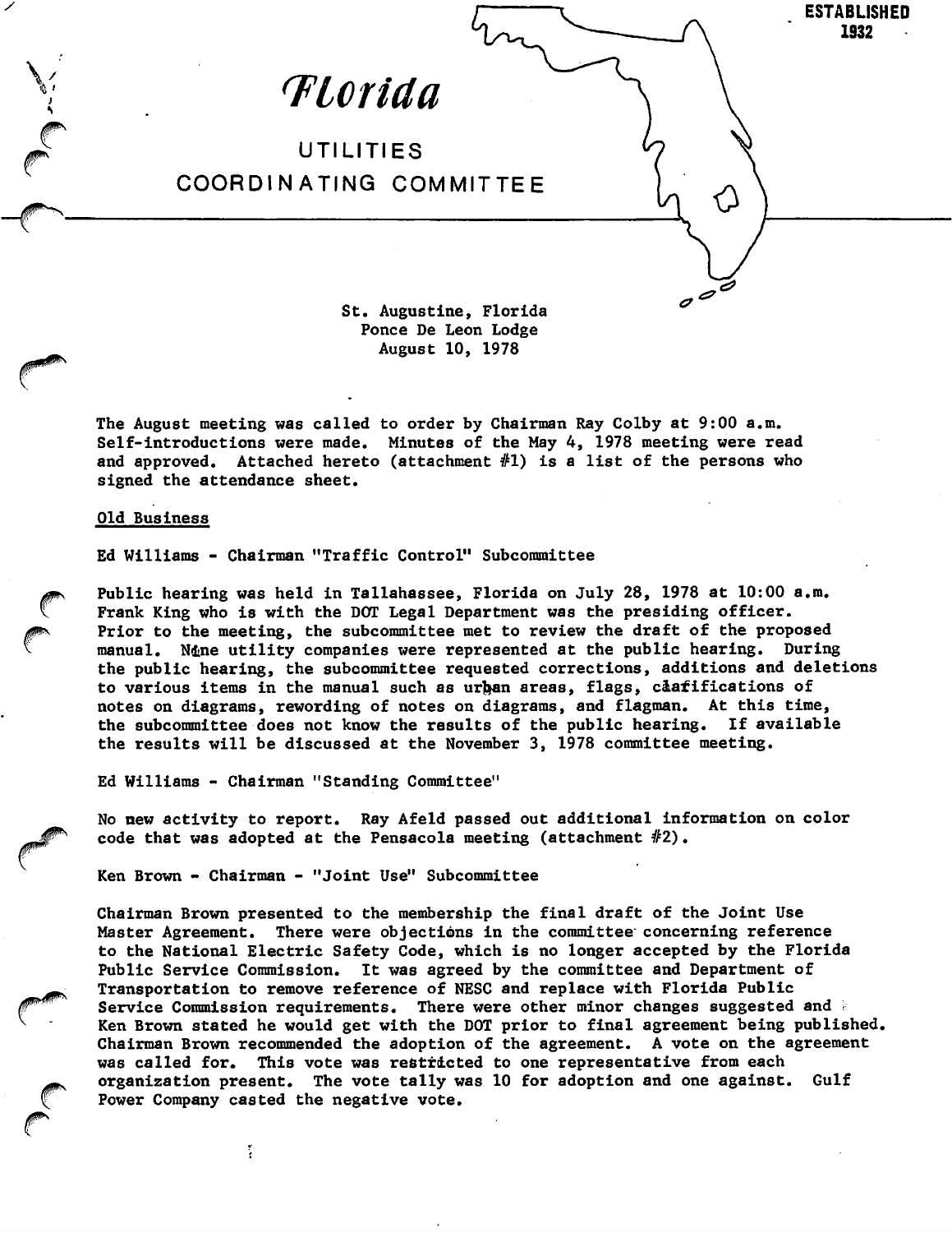ESTABLISHED 1932

# Florida

## UTILITIES COORDINATING COMMITTEE

St. Augustine, Florida
Ponce De Leon Lodge
August 10, 1978

The August meeting was called to order by Chairman Ray Colby at 9:00 a.m. Self-introductions were made. Minutes of the May 4, 1978 meeting were read and approved. Attached hereto (attachment #1) is a list of the persons who signed the attendance sheet.

Old Business

Ed Williams - Chairman "Traffic Control" Subcommittee

Public hearing was held in Tallahassee, Florida on July 28, 1978 at 10:00 a.m. Frank King who is with the DOT Legal Department was the presiding officer. Prior to the meeting, the subcommittee met to review the draft of the proposed manual. Nine utility companies were represented at the public hearing. During the public hearing, the subcommittee requested corrections, additions and deletions to various items in the manual such as urban areas, flags, clarifications of notes on diagrams, rewording of notes on diagrams, and flagman. At this time, the subcommittee does not know the results of the public hearing. If available the results will be discussed at the November 3, 1978 committee meeting.

Ed Williams - Chairman "Standing Committee"

No new activity to report. Ray Afeld passed out additional information on color code that was adopted at the Pensacola meeting (attachment #2).

Ken Brown - Chairman - "Joint Use" Subcommittee

Chairman Brown presented to the membership the final draft of the Joint Use Master Agreement. There were objections in the committee concerning reference to the National Electric Safety Code, which is no longer accepted by the Florida Public Service Commission. It was agreed by the committee and Department of Transportation to remove reference of NESC and replace with Florida Public Service Commission requirements. There were other minor changes suggested and Ken Brown stated he would get with the DOT prior to final agreement being published. Chairman Brown recommended the adoption of the agreement. A vote on the agreement was called for. This vote was restricted to one representative from each organization present. The vote tally was 10 for adoption and one against. Gulf Power Company casted the negative vote.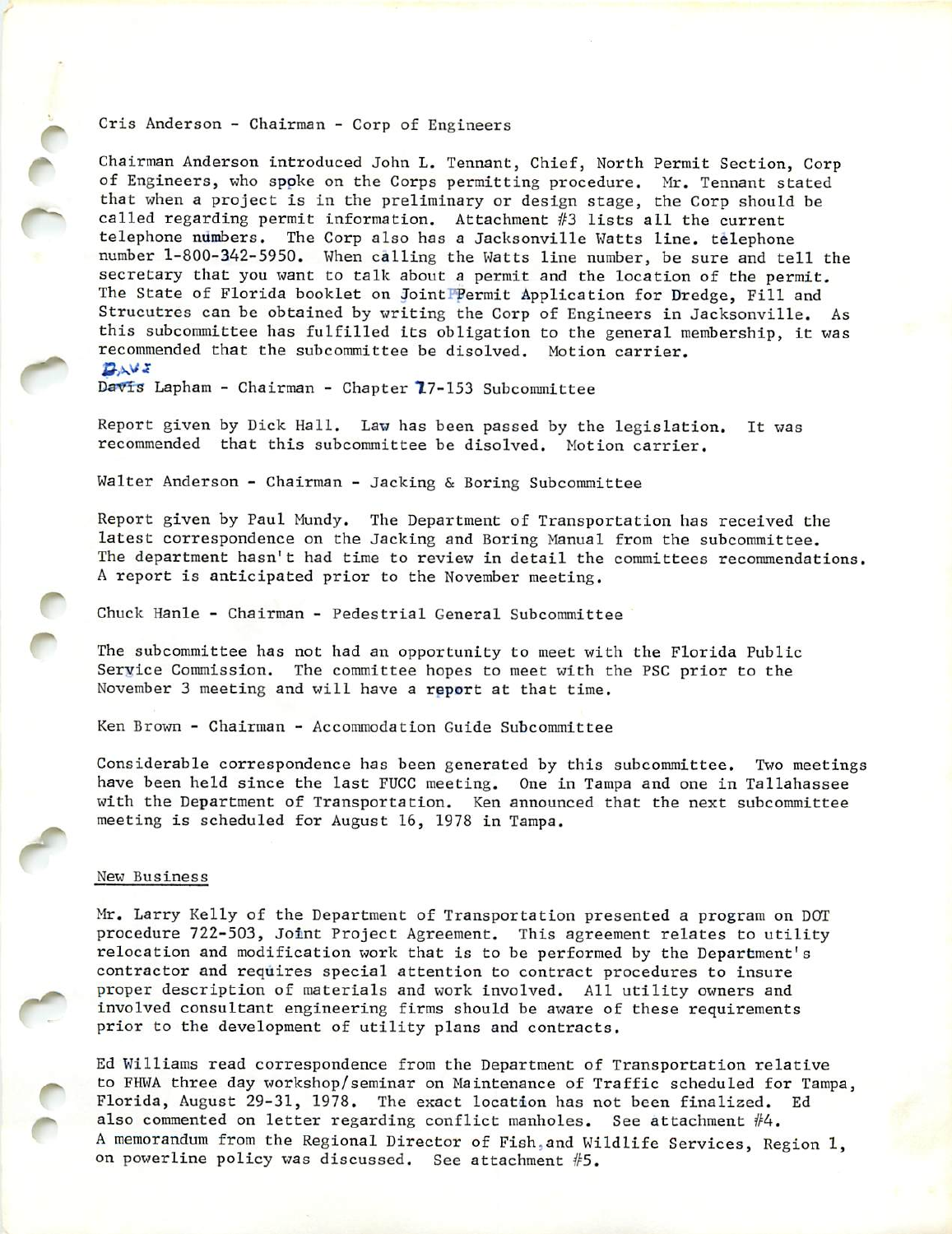Cris Anderson - Chairman - Corp of Engineers

Chairman Anderson introduced John L. Tennant, Chief, North Permit Section, Corp of Engineers, who spoke on the Corps permitting procedure. Mr. Tennant stated that when a project is in the preliminary or design stage, the Corp should be called regarding permit information. Attachment #3 lists all the current telephone numbers. The Corp also has a Jacksonville Watts line. telephone number 1-800-342-5950. When calling the Watts line number, be sure and tell the secretary that you want to talk about a permit and the location of the permit. The State of Florida booklet on Joint Permit Application for Dredge, Fill and Strucutres can be obtained by writing the Corp of Engineers in Jacksonville. As this subcommittee has fulfilled its obligation to the general membership, it was recommended that the subcommittee be disolved. Motion carrier.

Dave Lapham - Chairman - Chapter 77-153 Subcommittee

Report given by Dick Hall. Law has been passed by the legislation. It was recommended that this subcommittee be disolved. Motion carrier.

Walter Anderson - Chairman - Jacking & Boring Subcommittee

Report given by Paul Mundy. The Department of Transportation has received the latest correspondence on the Jacking and Boring Manual from the subcommittee. The department hasn't had time to review in detail the committees recommendations. A report is anticipated prior to the November meeting.

Chuck Hanle - Chairman - Pedestrial General Subcommittee

The subcommittee has not had an opportunity to meet with the Florida Public Service Commission. The committee hopes to meet with the PSC prior to the November 3 meeting and will have a report at that time.

Ken Brown - Chairman - Accommodation Guide Subcommittee

Considerable correspondence has been generated by this subcommittee. Two meetings have been held since the last FUCC meeting. One in Tampa and one in Tallahassee with the Department of Transportation. Ken announced that the next subcommittee meeting is scheduled for August 16, 1978 in Tampa.

New Business

Mr. Larry Kelly of the Department of Transportation presented a program on DOT procedure 722-503, Joint Project Agreement. This agreement relates to utility relocation and modification work that is to be performed by the Department's contractor and requires special attention to contract procedures to insure proper description of materials and work involved. All utility owners and involved consultant engineering firms should be aware of these requirements prior to the development of utility plans and contracts.

Ed Williams read correspondence from the Department of Transportation relative to FHWA three day workshop/seminar on Maintenance of Traffic scheduled for Tampa, Florida, August 29-31, 1978. The exact location has not been finalized. Ed also commented on letter regarding conflict manholes. See attachment #4.
A memorandum from the Regional Director of Fish and Wildlife Services, Region 1, on powerline policy was discussed. See attachment #5.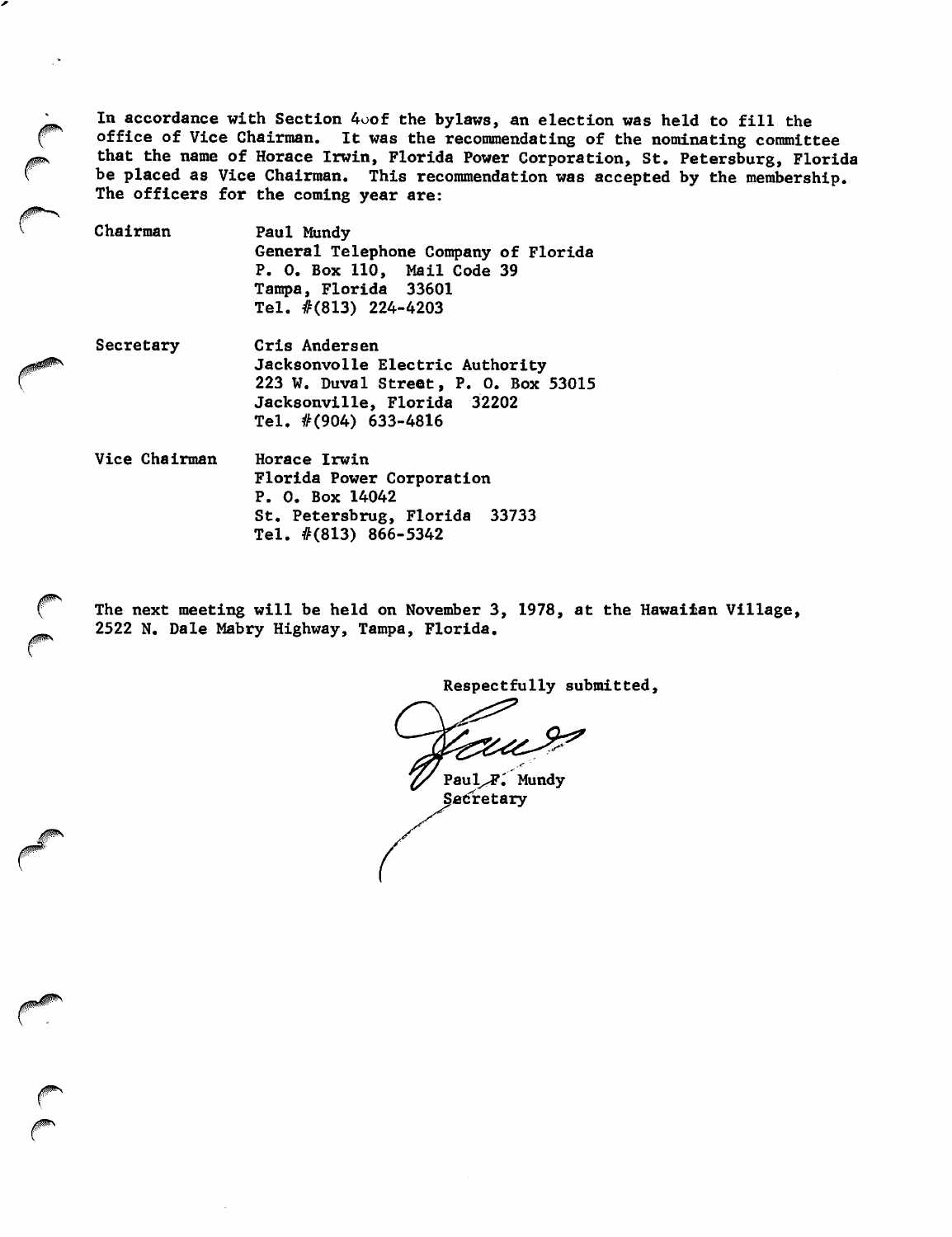In accordance with Section 4oof the bylaws, an election was held to fill the office of Vice Chairman. It was the recommendating of the nominating committee that the name of Horace Irwin, Florida Power Corporation, St. Petersburg, Florida be placed as Vice Chairman. This recommendation was accepted by the membership. The officers for the coming year are:

| | |
|---|---|
| Chairman | Paul Mundy<br>General Telephone Company of Florida<br>P. O. Box 110, Mail Code 39<br>Tampa, Florida 33601<br>Tel. #(813) 224-4203 |
| Secretary | Cris Andersen<br>Jacksonvolle Electric Authority<br>223 W. Duval Street, P. O. Box 53015<br>Jacksonville, Florida 32202<br>Tel. #(904) 633-4816 |
| Vice Chairman | Horace Irwin<br>Florida Power Corporation<br>P. O. Box 14042<br>St. Petersbrug, Florida 33733<br>Tel. #(813) 866-5342 |

The next meeting will be held on November 3, 1978, at the Hawaiian Village, 2522 N. Dale Mabry Highway, Tampa, Florida.

Respectfully submitted,

Paul F. Mundy
Secretary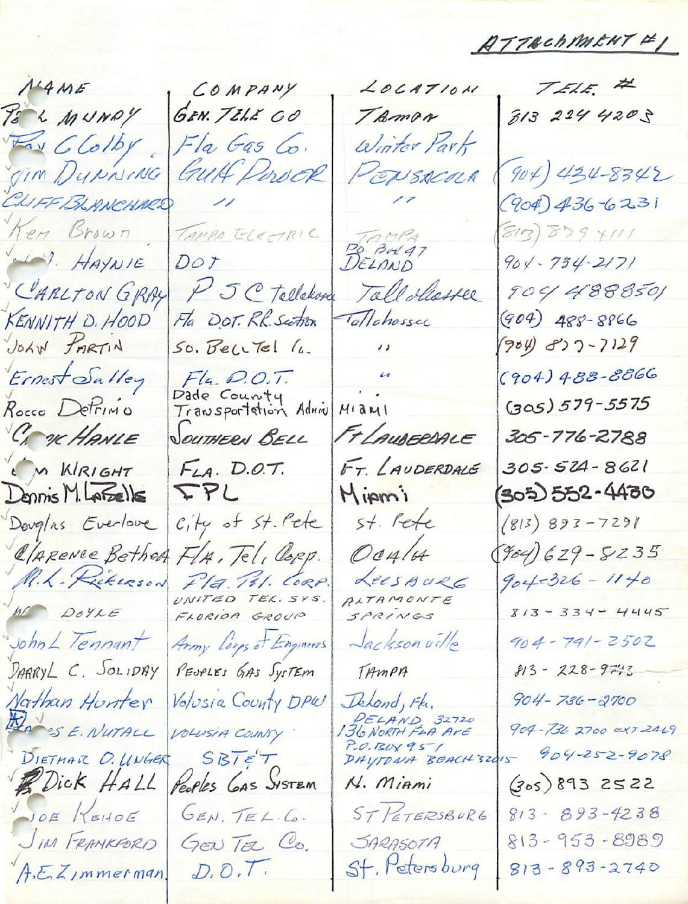ATTACHMENT #1

| NAME | COMPANY | LOCATION | TELE. # |
|---|---|---|---|
| Paul Munroy | Gen. Tele Co | Tampa | 813 224 4203 |
| Ray C Colby | Fla Gas Co. | Winter Park | |
| Jim Dunning | Gulf Power | Pensacola | (904) 434-8342 |
| Cliff Blanchard | " | " | (904) 436-6231 |
| Ken Brown | Tampa Electric | Tampa | (813) 879 4111 |
| J. M. Haynie | DOT | PO Box 47 DeLand | 904-734-2171 |
| Carlton Gray | P S C Tallahassee | Tallahassee | 904 4888501 |
| Kennith D. Hood | Fla DOT. RR Section | Tallahassee | (904) 488-8866 |
| John Partin | So. Bell Tel Co. | " | (904) 877-7129 |
| Ernest Salley | Fla. D.O.T. | " | (904) 488-8866 |
| Rocco DePrimo | Dade County Transportation Admin | Miami | (305) 579-5575 |
| Chuck Hanle | Southern Bell | Ft Lauderdale | 305-776-2788 |
| Tom Wright | Fla. D.O.T. | Ft. Lauderdale | 305-524-8621 |
| Dennis M. LaBelle | FPL | Miami | (305) 552-4430 |
| Douglas Everlove | City of St. Pete | St. Pete | (813) 893-7291 |
| Clarence Bethea | Fla. Tel. Corp. | Ocala | (904) 629-8235 |
| M.L. Rickerson | Fla. Tel. Corp. | Leesburg | 904-326-1140 |
| Al Doyle | United Tel. Sys. Florida Group | Altamonte Springs | 813-334-4445 |
| John L Tennant | Army Corps of Engineers | Jacksonville | 904-791-2502 |
| Darryl C. Soliday | Peoples Gas System | Tampa | 813-228-9743 |
| Nathan Hunter | Volusia County DPW | Deland, Fla. | 904-736-2700 |
| James E. Nutall | Volusia County | Deland 32720 136 North Fla Ave | 904-736-2700 ext 2469 |
| Diethar O. Unger | SBT&T | P.O. Box 9551 Daytona Beach 32015 | 904-252-9078 |
| Dick Hall | Peoples Gas System | N. Miami | (305) 893 2522 |
| Joe Kehoe | Gen. Tel. Co. | St Petersburg | 813-893-4238 |
| Jim Frankford | Gen Tel Co. | Sarasota | 813-953-8989 |
| A.E. Zimmerman | D.O.T. | St. Petersburg | 813-893-2740 |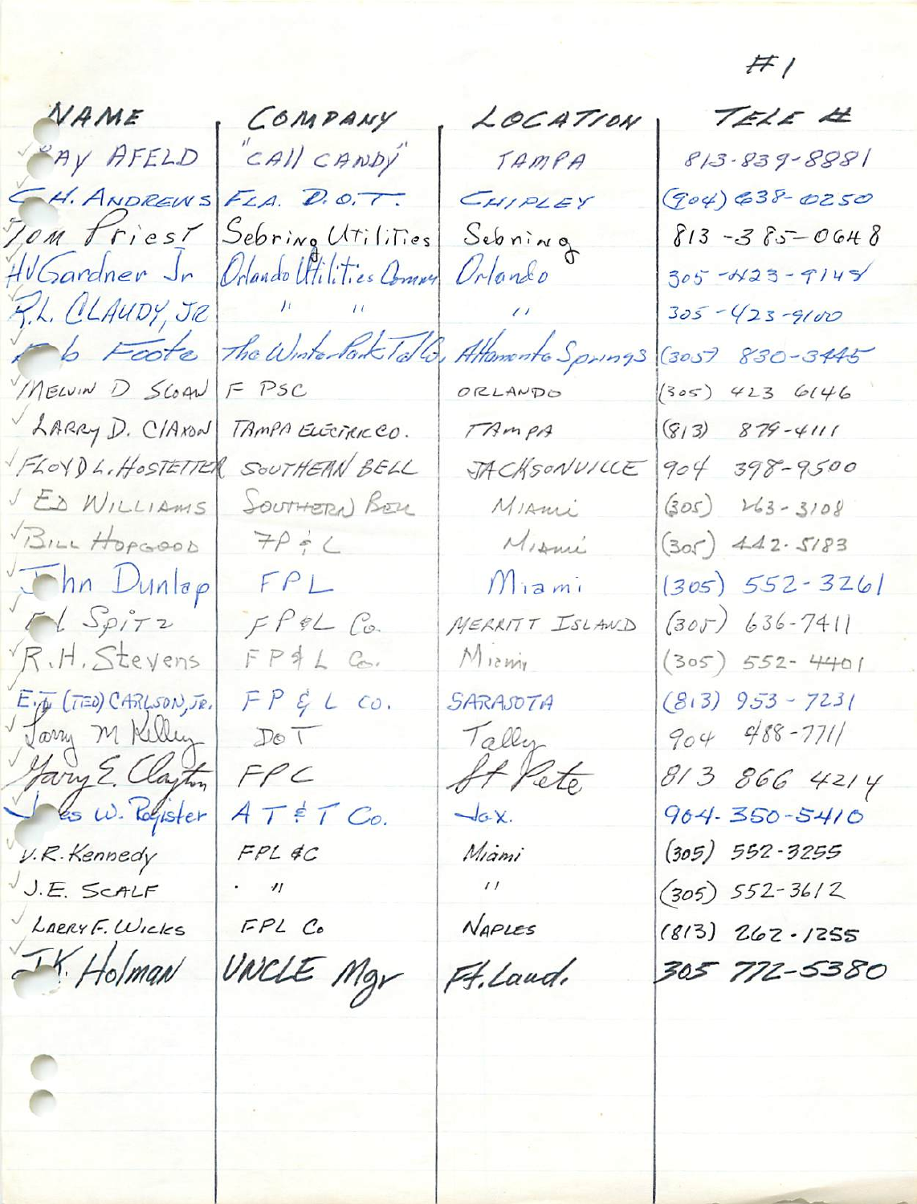#1

| NAME | COMPANY | LOCATION | TELE # |
|---|---|---|---|
| RAY AFELD | "CALL CANDY" | TAMPA | 813-839-8881 |
| C.H. ANDREWS | FLA. D.O.T. | CHIPLEY | (904) 638-0250 |
| Tom Priest | Sebring Utilities | Sebring | 813-385-0648 |
| HVGardner Jr | Orlando Utilities Comm | Orlando | 305-423-9148 |
| R.L. CLAUDY, JR | " " | " | 305-423-9100 |
| Bob Foote | The Winter Park Tel Co. | Altamonte Springs | (305) 830-3445 |
| MELVIN D SLOAN | F PSC | ORLANDO | (305) 423 6146 |
| LARRY D. CLAXON | TAMPA ELECTRIC CO. | TAMPA | (813) 879-4111 |
| FLOYD L. HOSTETTER | SOUTHERN BELL | JACKSONVILLE | 904 398-9500 |
| ED WILLIAMS | SOUTHERN BELL | MIAMI | (305) 263-3108 |
| BILL HOPGOOD | FP&L | Miami | (305) 442-5183 |
| John Dunlap | FPL | Miami | (305) 552-3261 |
| Ed Spitz | FP&L Co. | MERRITT ISLAND | (305) 636-7411 |
| R.H. Stevens | FP&L Co. | Miami | (305) 552-4401 |
| E.T. (TED) CARLSON, JR. | FP&L CO. | SARASOTA | (813) 953-7231 |
| Larry M Kelley | DOT | Tally | 904 488-7711 |
| Larry E. Clayton | FPC | St Pete | 813 866 4214 |
| Jes W. Royster | AT&T Co. | Jax. | 904-350-5410 |
| V.R. Kennedy | FPL&C | Miami | (305) 552-3255 |
| J.E. SCALF | " | " | (305) 552-3612 |
| LARRY F. WICKS | FPL Co | NAPLES | (813) 262-1255 |
| J.K. Holman | UNCLE Mgr | Ft.Laud. | 305 772-5380 |